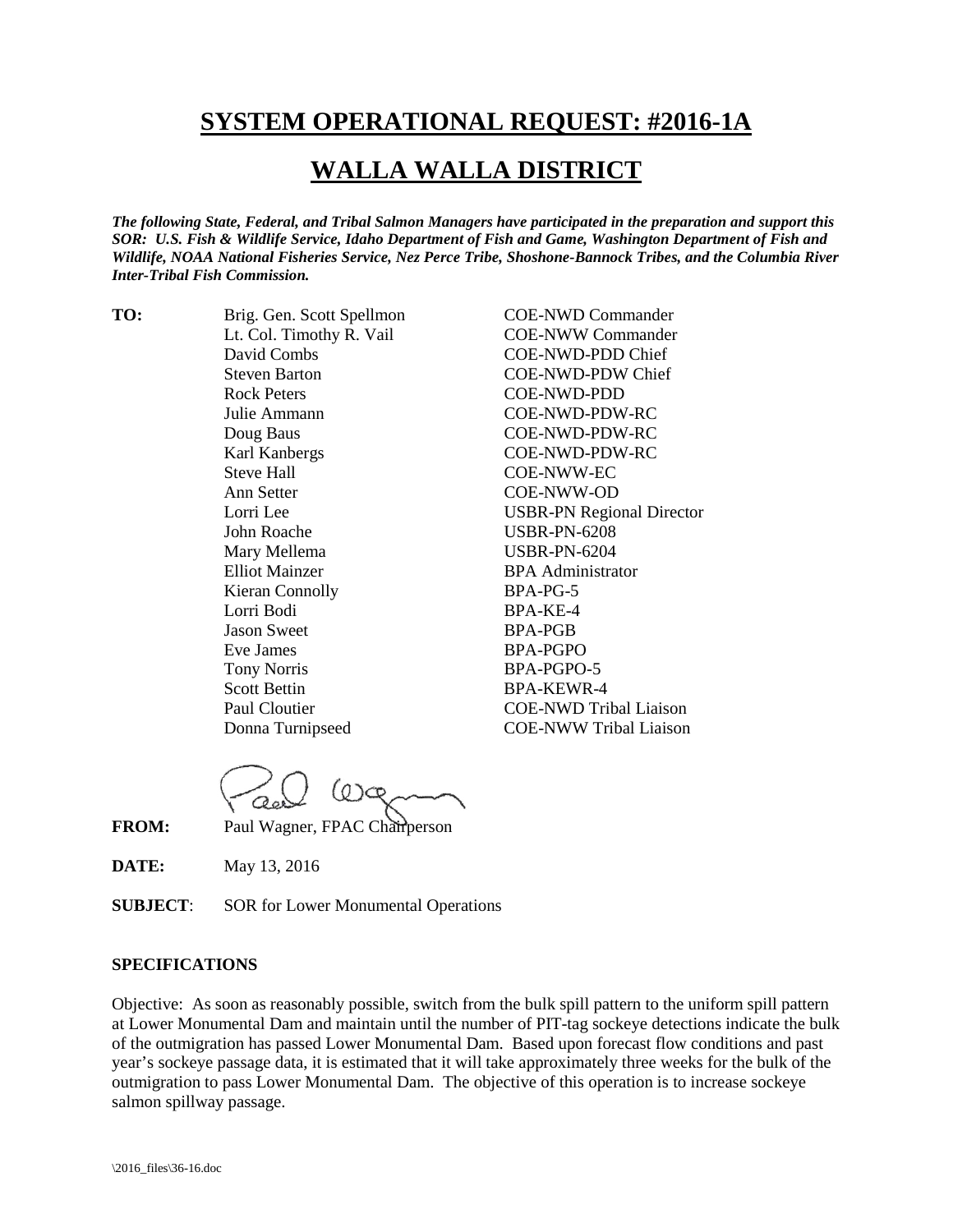# SYSTEM OPERATIONAL REQUEST: #2016-1A

# WALLA WALLA DISTRICT

***The following State, Federal, and Tribal Salmon Managers have participated in the preparation and support this SOR: U.S. Fish & Wildlife Service, Idaho Department of Fish and Game, Washington Department of Fish and Wildlife, NOAA National Fisheries Service, Nez Perce Tribe, Shoshone-Bannock Tribes, and the Columbia River Inter-Tribal Fish Commission.***

| **TO:** | Brig. Gen. Scott Spellmon | COE-NWD Commander |
|---|---|---|
| | Lt. Col. Timothy R. Vail | COE-NWW Commander |
| | David Combs | COE-NWD-PDD Chief |
| | Steven Barton | COE-NWD-PDW Chief |
| | Rock Peters | COE-NWD-PDD |
| | Julie Ammann | COE-NWD-PDW-RC |
| | Doug Baus | COE-NWD-PDW-RC |
| | Karl Kanbergs | COE-NWD-PDW-RC |
| | Steve Hall | COE-NWW-EC |
| | Ann Setter | COE-NWW-OD |
| | Lorri Lee | USBR-PN Regional Director |
| | John Roache | USBR-PN-6208 |
| | Mary Mellema | USBR-PN-6204 |
| | Elliot Mainzer | BPA Administrator |
| | Kieran Connolly | BPA-PG-5 |
| | Lorri Bodi | BPA-KE-4 |
| | Jason Sweet | BPA-PGB |
| | Eve James | BPA-PGPO |
| | Tony Norris | BPA-PGPO-5 |
| | Scott Bettin | BPA-KEWR-4 |
| | Paul Cloutier | COE-NWD Tribal Liaison |
| | Donna Turnipseed | COE-NWW Tribal Liaison |

**FROM:** Paul Wagner, FPAC Chairperson

**DATE:** May 13, 2016

**SUBJECT**: SOR for Lower Monumental Operations

#### SPECIFICATIONS

Objective: As soon as reasonably possible, switch from the bulk spill pattern to the uniform spill pattern at Lower Monumental Dam and maintain until the number of PIT-tag sockeye detections indicate the bulk of the outmigration has passed Lower Monumental Dam. Based upon forecast flow conditions and past year's sockeye passage data, it is estimated that it will take approximately three weeks for the bulk of the outmigration to pass Lower Monumental Dam. The objective of this operation is to increase sockeye salmon spillway passage.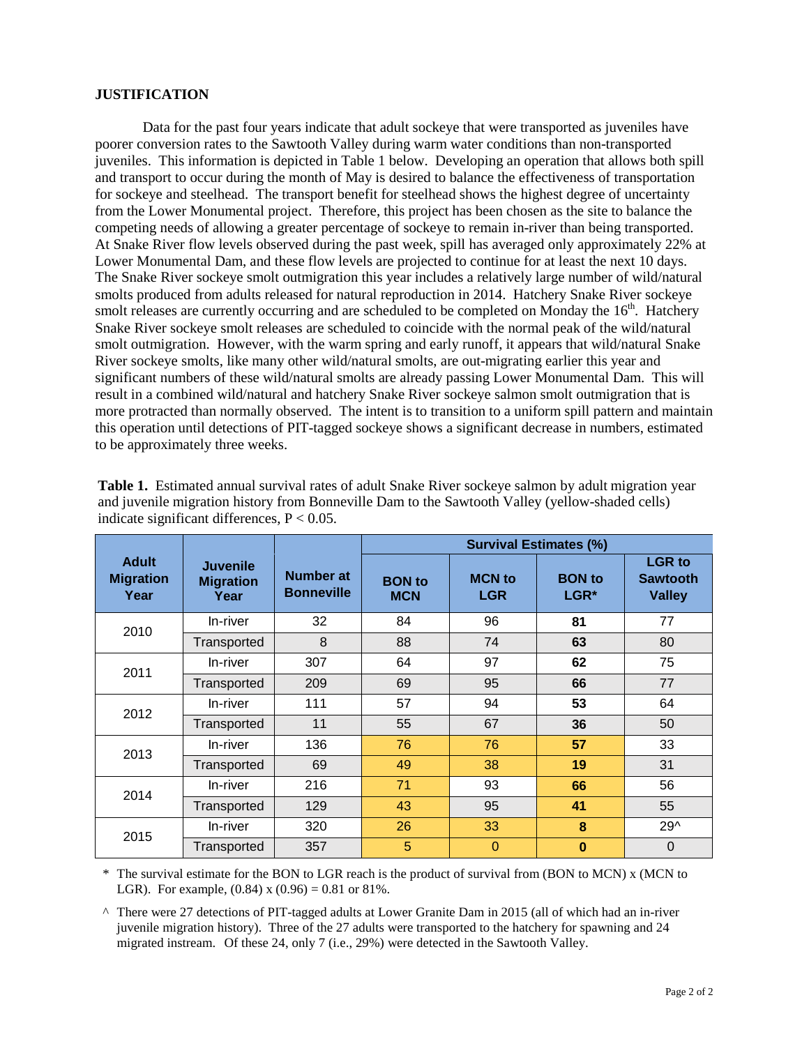## JUSTIFICATION

Data for the past four years indicate that adult sockeye that were transported as juveniles have poorer conversion rates to the Sawtooth Valley during warm water conditions than non-transported juveniles. This information is depicted in Table 1 below. Developing an operation that allows both spill and transport to occur during the month of May is desired to balance the effectiveness of transportation for sockeye and steelhead. The transport benefit for steelhead shows the highest degree of uncertainty from the Lower Monumental project. Therefore, this project has been chosen as the site to balance the competing needs of allowing a greater percentage of sockeye to remain in-river than being transported. At Snake River flow levels observed during the past week, spill has averaged only approximately 22% at Lower Monumental Dam, and these flow levels are projected to continue for at least the next 10 days. The Snake River sockeye smolt outmigration this year includes a relatively large number of wild/natural smolts produced from adults released for natural reproduction in 2014. Hatchery Snake River sockeye smolt releases are currently occurring and are scheduled to be completed on Monday the 16th. Hatchery Snake River sockeye smolt releases are scheduled to coincide with the normal peak of the wild/natural smolt outmigration. However, with the warm spring and early runoff, it appears that wild/natural Snake River sockeye smolts, like many other wild/natural smolts, are out-migrating earlier this year and significant numbers of these wild/natural smolts are already passing Lower Monumental Dam. This will result in a combined wild/natural and hatchery Snake River sockeye salmon smolt outmigration that is more protracted than normally observed. The intent is to transition to a uniform spill pattern and maintain this operation until detections of PIT-tagged sockeye shows a significant decrease in numbers, estimated to be approximately three weeks.

**Table 1.** Estimated annual survival rates of adult Snake River sockeye salmon by adult migration year and juvenile migration history from Bonneville Dam to the Sawtooth Valley (yellow-shaded cells) indicate significant differences, P < 0.05.

| Adult Migration Year | Juvenile Migration Year | Number at Bonneville | Survival Estimates (%) | | | |
|---|---|---|---|---|---|---|
| | | | BON to MCN | MCN to LGR | BON to LGR* | LGR to Sawtooth Valley |
| 2010 | In-river | 32 | 84 | 96 | **81** | 77 |
| | Transported | 8 | 88 | 74 | **63** | 80 |
| 2011 | In-river | 307 | 64 | 97 | **62** | 75 |
| | Transported | 209 | 69 | 95 | **66** | 77 |
| 2012 | In-river | 111 | 57 | 94 | **53** | 64 |
| | Transported | 11 | 55 | 67 | **36** | 50 |
| 2013 | In-river | 136 | 76 | 76 | **57** | 33 |
| | Transported | 69 | 49 | 38 | **19** | 31 |
| 2014 | In-river | 216 | 71 | 93 | **66** | 56 |
| | Transported | 129 | 43 | 95 | **41** | 55 |
| 2015 | In-river | 320 | 26 | 33 | **8** | 29^ |
| | Transported | 357 | 5 | 0 | **0** | 0 |

\* The survival estimate for the BON to LGR reach is the product of survival from (BON to MCN) x (MCN to LGR). For example, (0.84) x (0.96) = 0.81 or 81%.

^ There were 27 detections of PIT-tagged adults at Lower Granite Dam in 2015 (all of which had an in-river juvenile migration history). Three of the 27 adults were transported to the hatchery for spawning and 24 migrated instream. Of these 24, only 7 (i.e., 29%) were detected in the Sawtooth Valley.